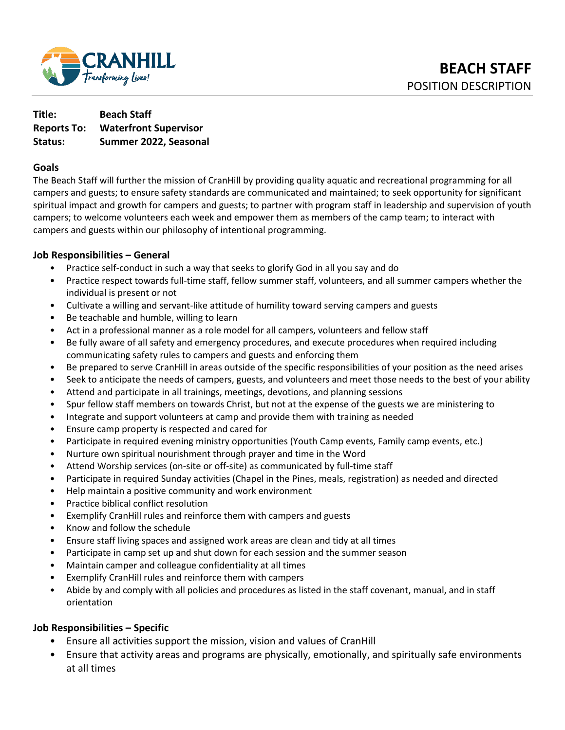CRANHILL
*Transforming Lives!*

# BEACH STAFF
POSITION DESCRIPTION

**Title:** **Beach Staff**
**Reports To:** **Waterfront Supervisor**
**Status:** **Summer 2022, Seasonal**

## Goals

The Beach Staff will further the mission of CranHill by providing quality aquatic and recreational programming for all campers and guests; to ensure safety standards are communicated and maintained; to seek opportunity for significant spiritual impact and growth for campers and guests; to partner with program staff in leadership and supervision of youth campers; to welcome volunteers each week and empower them as members of the camp team; to interact with campers and guests within our philosophy of intentional programming.

## Job Responsibilities – General

- Practice self-conduct in such a way that seeks to glorify God in all you say and do
- Practice respect towards full-time staff, fellow summer staff, volunteers, and all summer campers whether the individual is present or not
- Cultivate a willing and servant-like attitude of humility toward serving campers and guests
- Be teachable and humble, willing to learn
- Act in a professional manner as a role model for all campers, volunteers and fellow staff
- Be fully aware of all safety and emergency procedures, and execute procedures when required including communicating safety rules to campers and guests and enforcing them
- Be prepared to serve CranHill in areas outside of the specific responsibilities of your position as the need arises
- Seek to anticipate the needs of campers, guests, and volunteers and meet those needs to the best of your ability
- Attend and participate in all trainings, meetings, devotions, and planning sessions
- Spur fellow staff members on towards Christ, but not at the expense of the guests we are ministering to
- Integrate and support volunteers at camp and provide them with training as needed
- Ensure camp property is respected and cared for
- Participate in required evening ministry opportunities (Youth Camp events, Family camp events, etc.)
- Nurture own spiritual nourishment through prayer and time in the Word
- Attend Worship services (on-site or off-site) as communicated by full-time staff
- Participate in required Sunday activities (Chapel in the Pines, meals, registration) as needed and directed
- Help maintain a positive community and work environment
- Practice biblical conflict resolution
- Exemplify CranHill rules and reinforce them with campers and guests
- Know and follow the schedule
- Ensure staff living spaces and assigned work areas are clean and tidy at all times
- Participate in camp set up and shut down for each session and the summer season
- Maintain camper and colleague confidentiality at all times
- Exemplify CranHill rules and reinforce them with campers
- Abide by and comply with all policies and procedures as listed in the staff covenant, manual, and in staff orientation

## Job Responsibilities – Specific

- Ensure all activities support the mission, vision and values of CranHill
- Ensure that activity areas and programs are physically, emotionally, and spiritually safe environments at all times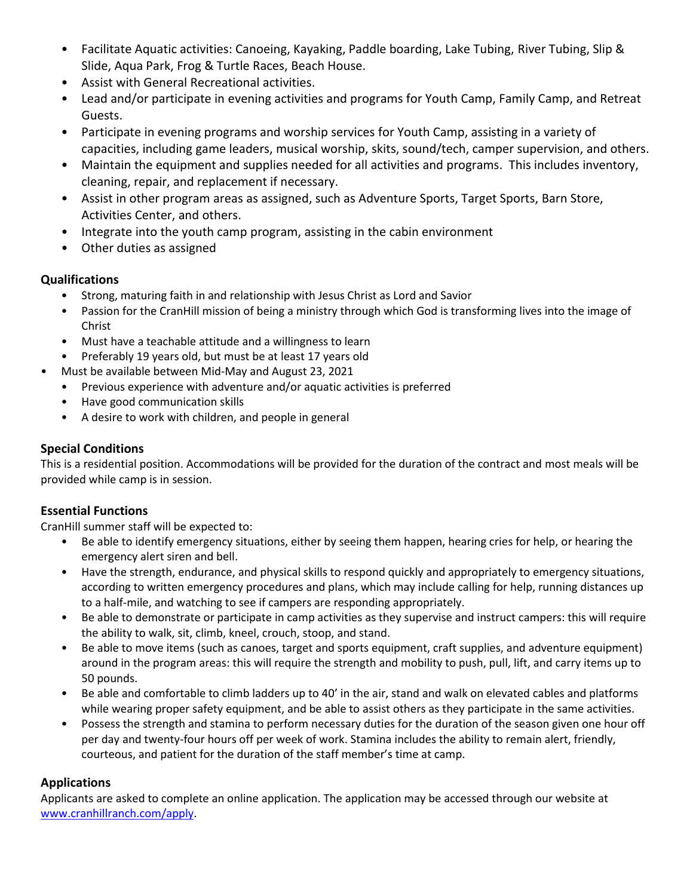- Facilitate Aquatic activities: Canoeing, Kayaking, Paddle boarding, Lake Tubing, River Tubing, Slip & Slide, Aqua Park, Frog & Turtle Races, Beach House.
- Assist with General Recreational activities.
- Lead and/or participate in evening activities and programs for Youth Camp, Family Camp, and Retreat Guests.
- Participate in evening programs and worship services for Youth Camp, assisting in a variety of capacities, including game leaders, musical worship, skits, sound/tech, camper supervision, and others.
- Maintain the equipment and supplies needed for all activities and programs. This includes inventory, cleaning, repair, and replacement if necessary.
- Assist in other program areas as assigned, such as Adventure Sports, Target Sports, Barn Store, Activities Center, and others.
- Integrate into the youth camp program, assisting in the cabin environment
- Other duties as assigned

## Qualifications

- Strong, maturing faith in and relationship with Jesus Christ as Lord and Savior
- Passion for the CranHill mission of being a ministry through which God is transforming lives into the image of Christ
- Must have a teachable attitude and a willingness to learn
- Preferably 19 years old, but must be at least 17 years old
- Must be available between Mid-May and August 23, 2021
- Previous experience with adventure and/or aquatic activities is preferred
- Have good communication skills
- A desire to work with children, and people in general

## Special Conditions

This is a residential position. Accommodations will be provided for the duration of the contract and most meals will be provided while camp is in session.

## Essential Functions

CranHill summer staff will be expected to:

- Be able to identify emergency situations, either by seeing them happen, hearing cries for help, or hearing the emergency alert siren and bell.
- Have the strength, endurance, and physical skills to respond quickly and appropriately to emergency situations, according to written emergency procedures and plans, which may include calling for help, running distances up to a half-mile, and watching to see if campers are responding appropriately.
- Be able to demonstrate or participate in camp activities as they supervise and instruct campers: this will require the ability to walk, sit, climb, kneel, crouch, stoop, and stand.
- Be able to move items (such as canoes, target and sports equipment, craft supplies, and adventure equipment) around in the program areas: this will require the strength and mobility to push, pull, lift, and carry items up to 50 pounds.
- Be able and comfortable to climb ladders up to 40' in the air, stand and walk on elevated cables and platforms while wearing proper safety equipment, and be able to assist others as they participate in the same activities.
- Possess the strength and stamina to perform necessary duties for the duration of the season given one hour off per day and twenty-four hours off per week of work. Stamina includes the ability to remain alert, friendly, courteous, and patient for the duration of the staff member's time at camp.

## Applications

Applicants are asked to complete an online application. The application may be accessed through our website at [www.cranhillranch.com/apply](www.cranhillranch.com/apply).